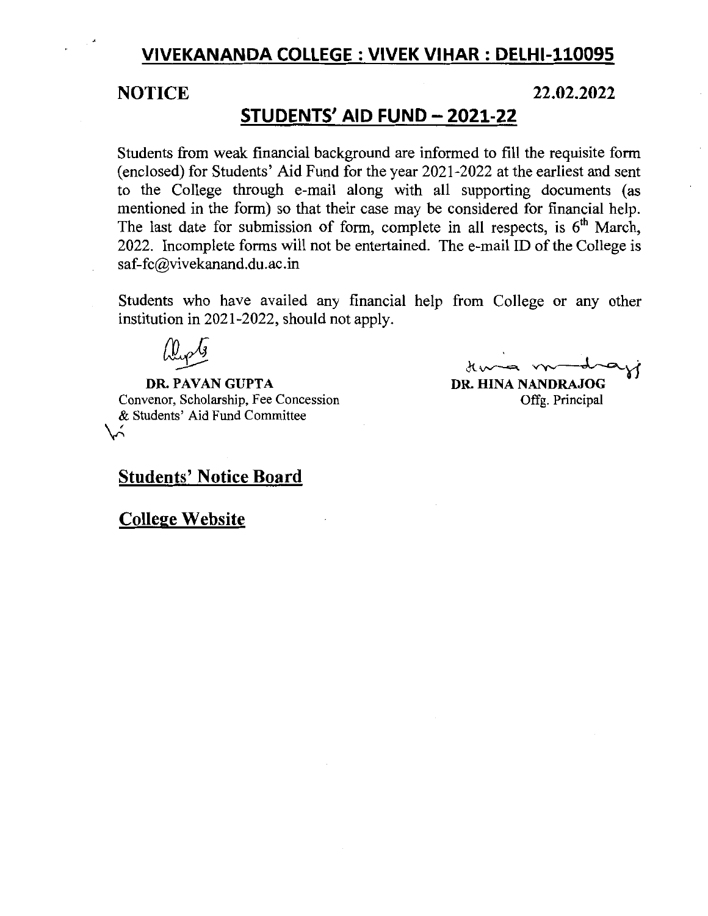# VIVEKANANDA COLLEGE : VIVEK VIHAR : DELHI-110095

**NOTICE** **22.02.2022**

## STUDENTS' AID FUND – 2021-22

Students from weak financial background are informed to fill the requisite form (enclosed) for Students' Aid Fund for the year 2021-2022 at the earliest and sent to the College through e-mail along with all supporting documents (as mentioned in the form) so that their case may be considered for financial help. The last date for submission of form, complete in all respects, is 6th March, 2022. Incomplete forms will not be entertained. The e-mail ID of the College is saf-fc@vivekanand.du.ac.in

Students who have availed any financial help from College or any other institution in 2021-2022, should not apply.

**DR. PAVAN GUPTA**
Convenor, Scholarship, Fee Concession & Students' Aid Fund Committee

**DR. HINA NANDRAJOG**
Offg. Principal

**Students' Notice Board**

**College Website**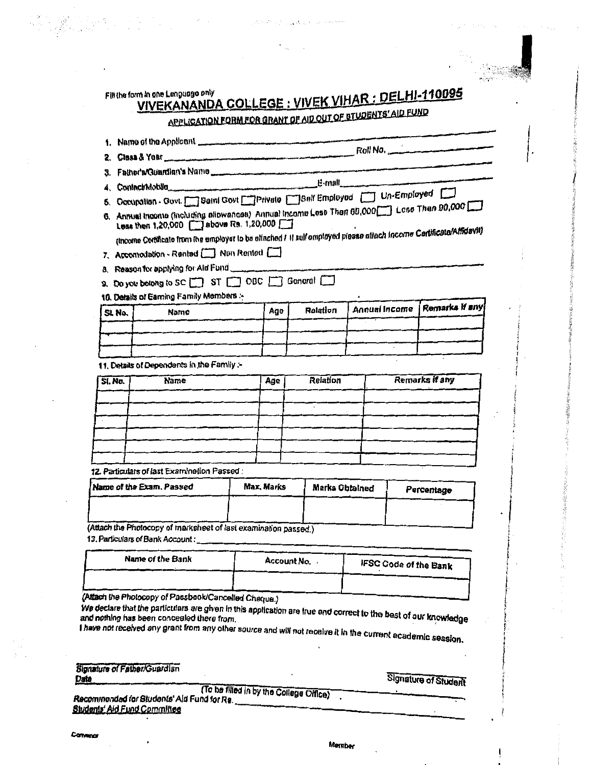Fill the form in one Language only

# VIVEKANANDA COLLEGE : VIVEK VIHAR : DELHI-110095

## APPLICATION FORM FOR GRANT OF AID OUT OF STUDENTS' AID FUND

1. Name of the Applicant ____________________
2. Class & Year ____________________ Roll No. ____________
3. Father's/Guardian's Name ____________________
4. Contact/Mobile ____________________ E-mail ____________________
5. Occupation - Govt. [ ] Semi Govt [ ] Private [ ] Self Employed [ ] Un-Employed [ ]
6. Annual Income (including allowances) Annual Income Less Than 60,000 [ ] Less Than 90,000 [ ] Less then 1,20,000 [ ] above Rs. 1,20,000 [ ]

   (Income Certificate from the employer to be attached / If self employed please attach Income Certificate/Affidavit)
7. Accomodation - Rented [ ] Non Rented [ ]
8. Reason for applying for Aid Fund ____________________
9. Do you belong to SC [ ] ST [ ] OBC [ ] General [ ]
10. Details of Earning Family Members :-

| Sl. No. | Name | Age | Relation | Annual Income | Remarks if any |
|---|---|---|---|---|---|
| | | | | | |
| | | | | | |
| | | | | | |

11. Details of Dependents in the Family :-

| Sl. No. | Name | Age | Relation | Remarks if any |
|---|---|---|---|---|
| | | | | |
| | | | | |
| | | | | |
| | | | | |
| | | | | |
| | | | | |

12. Particulars of last Examination Passed :

| Name of the Exam. Passed | Max. Marks | Marks Obtained | Percentage |
|---|---|---|---|
| | | | |

(Attach the Photocopy of marksheet of last examination passed.)

13. Particulars of Bank Account : ____________________

| Name of the Bank | Account No. | IFSC Code of the Bank |
|---|---|---|
| | | |

(Attach the Photocopy of Passbook/Cancelled Cheque.)

*We declare that the particulars are given in this application are true and correct to the best of our knowledge and nothing has been concealed there from.*

*I have not received any grant from any other source and will not receive it in the current academic session.*

Signature of Father/Guardian

Date

Signature of Student

(To be filled in by the College Office)

*Recommended for Students' Aid Fund for Rs.* ____________________

Students' Aid Fund Committee

Convenor

Member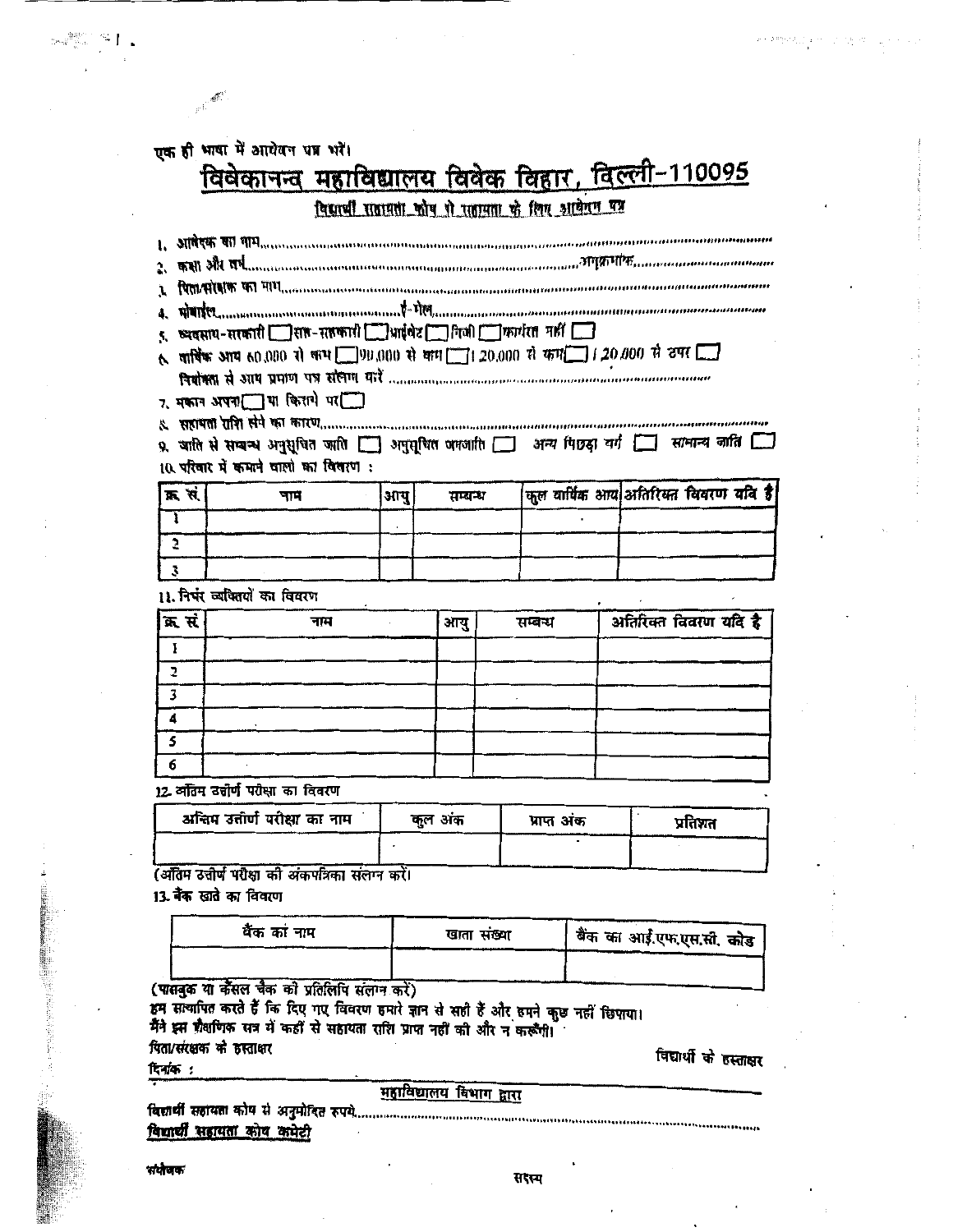एक ही भाषा में आवेदन पत्र भरें।

# विवेकानन्द महाविद्यालय विवेक विहार, दिल्ली-110095

## विद्यार्थी सहायता कोष से सहायता के लिए आवेदन पत्र

1. आवेदक का नाम..................................................................................................
2. कक्षा और वर्ष.................................................................................अनुक्रमांक.................................
3. पिता/संरक्षक का नाम..................................................................................................
4. मोबाईल...............................................ई-मेल..................................................................
5. व्यवसाय-सरकारी ☐ गैर-सरकारी ☐ प्राईवेट ☐ निजी ☐ कार्यरत नहीं ☐
6. वार्षिक आय 60,000 से कम ☐ 90,000 से कम ☐ 1,20,000 से कम ☐ 1,20,000 से ऊपर ☐
   नियोक्ता से आय प्रमाण पत्र संलग्न करें ..................................................................
7. मकान अपना ☐ या किराये पर ☐
8. सहायता राशि लेने का कारण..................................................................................
9. जाति से सम्बन्ध अनुसूचित जाति ☐ अनुसूचित जनजाति ☐ अन्य पिछड़ा वर्ग ☐ सामान्य जाति ☐
10. परिवार में कमाने वालों का विवरण :

| क्र. सं. | नाम | आयु | सम्बन्ध | कुल वार्षिक आय | अतिरिक्त विवरण यदि है |
|---|---|---|---|---|---|
| 1 | | | | | |
| 2 | | | | | |
| 3 | | | | | |

11. निर्भर व्यक्तियों का विवरण

| क्र. सं. | नाम | आयु | सम्बन्ध | अतिरिक्त विवरण यदि है |
|---|---|---|---|---|
| 1 | | | | |
| 2 | | | | |
| 3 | | | | |
| 4 | | | | |
| 5 | | | | |
| 6 | | | | |

12. अंतिम उत्तीर्ण परीक्षा का विवरण

| अन्तिम उत्तीर्ण परीक्षा का नाम | कुल अंक | प्राप्त अंक | प्रतिशत |
|---|---|---|---|
| | | | |

(अंतिम उत्तीर्ण परीक्षा की अंकपत्रिका संलग्न करें।

13. बैंक खाते का विवरण

| बैंक का नाम | खाता संख्या | बैंक का आई.एफ.एस.सी. कोड |
|---|---|---|
| | | |

(पासबुक या कैंसल चैक की प्रतिलिपि संलग्न करें)

हम सत्यापित करते हैं कि दिए गए विवरण हमारे ज्ञान से सही हैं और हमने कुछ नहीं छिपाया।
मैंने इस शैक्षणिक सत्र में कहीं से सहायता राशि प्राप्त नहीं की और न करूँगी।

पिता/संरक्षक के हस्ताक्षर

विद्यार्थी के हस्ताक्षर

दिनांक :

---

महाविद्यालय विभाग द्वारा

विद्यार्थी सहायता कोष से अनुमोदित रुपये..........................................................................

**विद्यार्थी सहायता कोष कमेटी**

संयोजक

सदस्य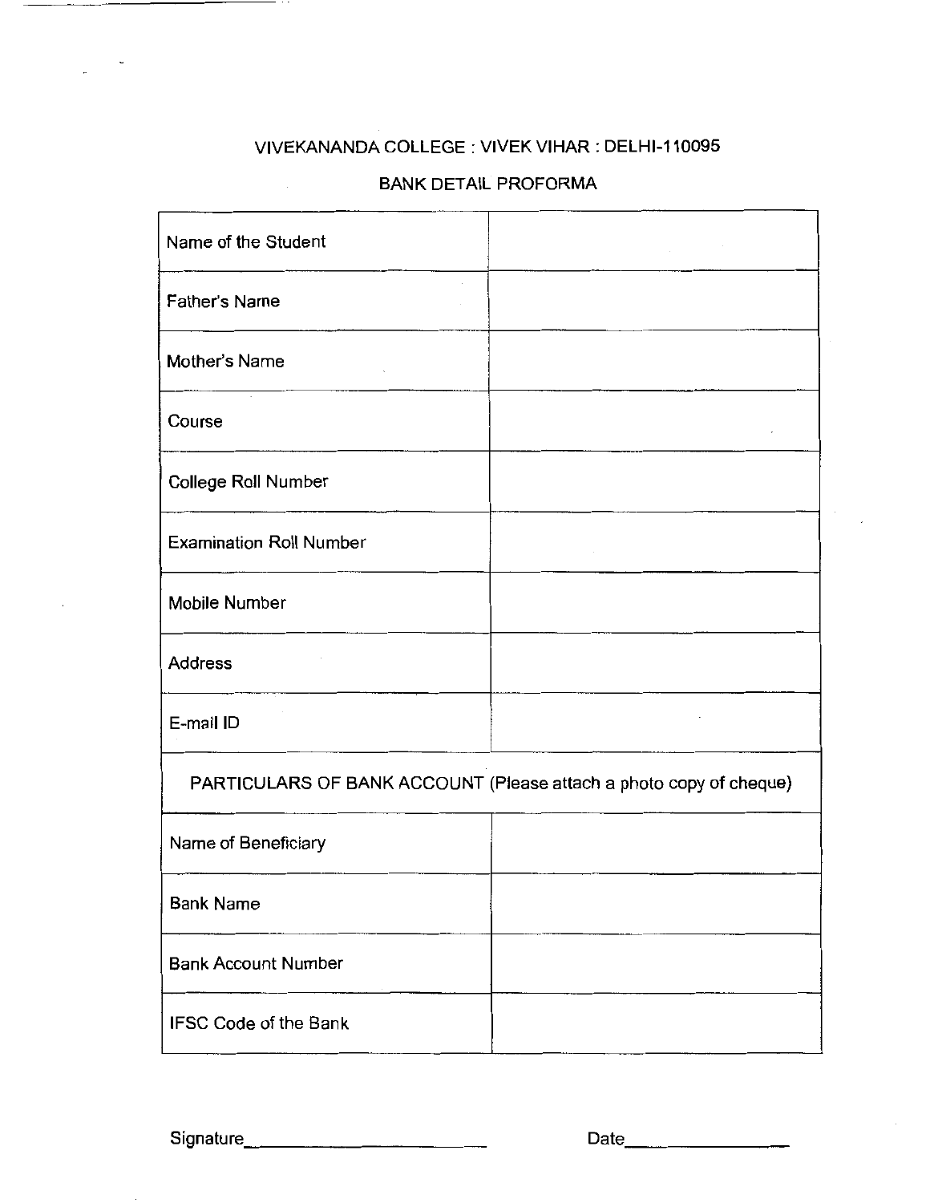VIVEKANANDA COLLEGE : VIVEK VIHAR : DELHI-110095

BANK DETAIL PROFORMA

| | |
|---|---|
| Name of the Student | |
| Father's Name | |
| Mother's Name | |
| Course | |
| College Roll Number | |
| Examination Roll Number | |
| Mobile Number | |
| Address | |
| E-mail ID | |
| PARTICULARS OF BANK ACCOUNT (Please attach a photo copy of cheque) | |
| Name of Beneficiary | |
| Bank Name | |
| Bank Account Number | |
| IFSC Code of the Bank | |

Signature\_\_\_\_\_\_\_\_\_\_\_\_\_\_\_\_\_\_\_\_\_\_\_\_ Date\_\_\_\_\_\_\_\_\_\_\_\_\_\_\_\_